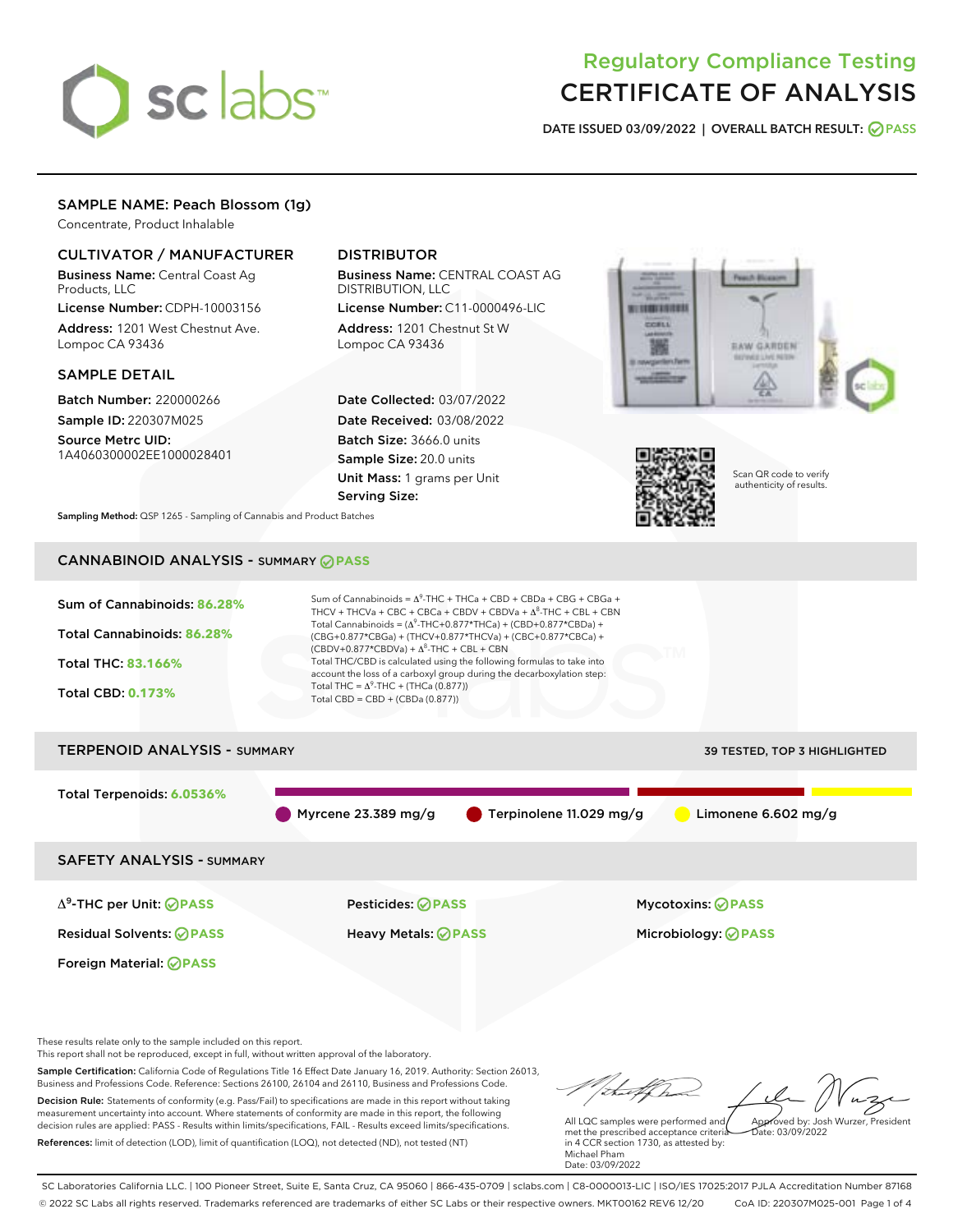# Regulatory Compliance Testing
# CERTIFICATE OF ANALYSIS

**DATE ISSUED 03/09/2022 | OVERALL BATCH RESULT: PASS**

## SAMPLE NAME: Peach Blossom (1g)

Concentrate, Product Inhalable

### CULTIVATOR / MANUFACTURER

**Business Name:** Central Coast Ag Products, LLC

**License Number:** CDPH-10003156

**Address:** 1201 West Chestnut Ave. Lompoc CA 93436

### DISTRIBUTOR

**Business Name:** CENTRAL COAST AG DISTRIBUTION, LLC

**License Number:** C11-0000496-LIC

**Address:** 1201 Chestnut St W Lompoc CA 93436

### SAMPLE DETAIL

**Batch Number:** 220000266

**Sample ID:** 220307M025

**Source Metrc UID:** 1A4060300002EE1000028401

**Date Collected:** 03/07/2022

**Date Received:** 03/08/2022

**Batch Size:** 3666.0 units

**Sample Size:** 20.0 units

**Unit Mass:** 1 grams per Unit

**Serving Size:**

Scan QR code to verify authenticity of results.

**Sampling Method:** QSP 1265 - Sampling of Cannabis and Product Batches

## CANNABINOID ANALYSIS - SUMMARY PASS

**Sum of Cannabinoids:** 86.28%

**Total Cannabinoids:** 86.28%

**Total THC:** 83.166%

**Total CBD:** 0.173%

Sum of Cannabinoids = $\Delta^9$-THC + THCa + CBD + CBDa + CBG + CBGa + THCV + THCVa + CBC + CBCa + CBDV + CBDVa + $\Delta^8$-THC + CBL + CBN

Total Cannabinoids = ($\Delta^9$-THC+0.877*THCa) + (CBD+0.877*CBDa) + (CBG+0.877*CBGa) + (THCV+0.877*THCVa) + (CBC+0.877*CBCa) + (CBDV+0.877*CBDVa) + $\Delta^8$-THC + CBL + CBN

Total THC/CBD is calculated using the following formulas to take into account the loss of a carboxyl group during the decarboxylation step:

Total THC = $\Delta^9$-THC + (THCa (0.877))

Total CBD = CBD + (CBDa (0.877))

## TERPENOID ANALYSIS - SUMMARY

39 TESTED, TOP 3 HIGHLIGHTED

**Total Terpenoids:** 6.0536%

Myrcene 23.389 mg/g | Terpinolene 11.029 mg/g | Limonene 6.602 mg/g

## SAFETY ANALYSIS - SUMMARY

| | | |
|---|---|---|
| $\Delta^9$-THC per Unit: PASS | Pesticides: PASS | Mycotoxins: PASS |
| Residual Solvents: PASS | Heavy Metals: PASS | Microbiology: PASS |
| Foreign Material: PASS | | |

These results relate only to the sample included on this report.
This report shall not be reproduced, except in full, without written approval of the laboratory.

**Sample Certification:** California Code of Regulations Title 16 Effect Date January 16, 2019. Authority: Section 26013, Business and Professions Code. Reference: Sections 26100, 26104 and 26110, Business and Professions Code.

**Decision Rule:** Statements of conformity (e.g. Pass/Fail) to specifications are made in this report without taking measurement uncertainty into account. Where statements of conformity are made in this report, the following decision rules are applied: PASS - Results within limits/specifications, FAIL - Results exceed limits/specifications.

**References:** limit of detection (LOD), limit of quantification (LOQ), not detected (ND), not tested (NT)

All LQC samples were performed and met the prescribed acceptance criteria in 4 CCR section 1730, as attested by: Michael Pham
Date: 03/09/2022

Approved by: Josh Wurzer, President
Date: 03/09/2022

SC Laboratories California LLC. | 100 Pioneer Street, Suite E, Santa Cruz, CA 95060 | 866-435-0709 | sclabs.com | C8-0000013-LIC | ISO/IES 17025:2017 PJLA Accreditation Number 87168
© 2022 SC Labs all rights reserved. Trademarks referenced are trademarks of either SC Labs or their respective owners. MKT00162 REV6 12/20 CoA ID: 220307M025-001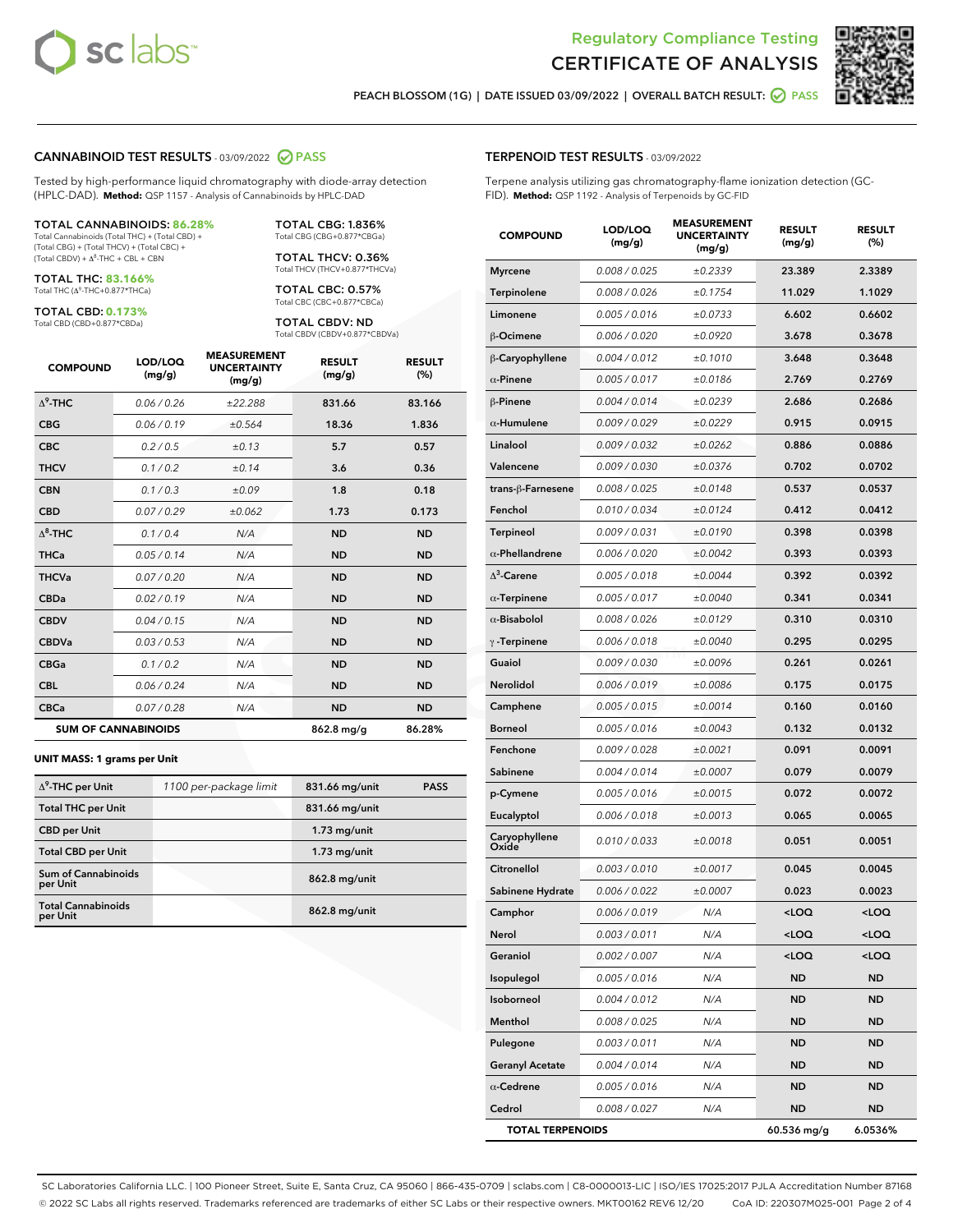Regulatory Compliance Testing

# CERTIFICATE OF ANALYSIS

PEACH BLOSSOM (1G) | DATE ISSUED 03/09/2022 | OVERALL BATCH RESULT: PASS

## CANNABINOID TEST RESULTS - 03/09/2022 PASS

Tested by high-performance liquid chromatography with diode-array detection (HPLC-DAD). **Method:** QSP 1157 - Analysis of Cannabinoids by HPLC-DAD

**TOTAL CANNABINOIDS: 86.28%**
Total Cannabinoids (Total THC) + (Total CBD) + (Total CBG) + (Total THCV) + (Total CBC) + (Total CBDV) + $\Delta^8$-THC + CBL + CBN

**TOTAL THC: 83.166%**
Total THC ($\Delta^9$-THC+0.877*THCa)

**TOTAL CBD: 0.173%**
Total CBD (CBD+0.877*CBDa)

**TOTAL CBG: 1.836%**
Total CBG (CBG+0.877*CBGa)

**TOTAL THCV: 0.36%**
Total THCV (THCV+0.877*THCVa)

**TOTAL CBC: 0.57%**
Total CBC (CBC+0.877*CBCa)

**TOTAL CBDV: ND**
Total CBDV (CBDV+0.877*CBDVa)

| COMPOUND | LOD/LOQ (mg/g) | MEASUREMENT UNCERTAINTY (mg/g) | RESULT (mg/g) | RESULT (%) |
|---|---|---|---|---|
| $\Delta^9$-THC | 0.06 / 0.26 | ±22.288 | 831.66 | 83.166 |
| CBG | 0.06 / 0.19 | ±0.564 | 18.36 | 1.836 |
| CBC | 0.2 / 0.5 | ±0.13 | 5.7 | 0.57 |
| THCV | 0.1 / 0.2 | ±0.14 | 3.6 | 0.36 |
| CBN | 0.1 / 0.3 | ±0.09 | 1.8 | 0.18 |
| CBD | 0.07 / 0.29 | ±0.062 | 1.73 | 0.173 |
| $\Delta^8$-THC | 0.1 / 0.4 | N/A | ND | ND |
| THCa | 0.05 / 0.14 | N/A | ND | ND |
| THCVa | 0.07 / 0.20 | N/A | ND | ND |
| CBDa | 0.02 / 0.19 | N/A | ND | ND |
| CBDV | 0.04 / 0.15 | N/A | ND | ND |
| CBDVa | 0.03 / 0.53 | N/A | ND | ND |
| CBGa | 0.1 / 0.2 | N/A | ND | ND |
| CBL | 0.06 / 0.24 | N/A | ND | ND |
| CBCa | 0.07 / 0.28 | N/A | ND | ND |
| **SUM OF CANNABINOIDS** | | | 862.8 mg/g | 86.28% |

**UNIT MASS: 1 grams per Unit**

| | | | |
|---|---|---|---|
| $\Delta^9$-THC per Unit | 1100 per-package limit | 831.66 mg/unit | PASS |
| Total THC per Unit | | 831.66 mg/unit | |
| CBD per Unit | | 1.73 mg/unit | |
| Total CBD per Unit | | 1.73 mg/unit | |
| Sum of Cannabinoids per Unit | | 862.8 mg/unit | |
| Total Cannabinoids per Unit | | 862.8 mg/unit | |

## TERPENOID TEST RESULTS - 03/09/2022

Terpene analysis utilizing gas chromatography-flame ionization detection (GC-FID). **Method:** QSP 1192 - Analysis of Terpenoids by GC-FID

| COMPOUND | LOD/LOQ (mg/g) | MEASUREMENT UNCERTAINTY (mg/g) | RESULT (mg/g) | RESULT (%) |
|---|---|---|---|---|
| Myrcene | 0.008 / 0.025 | ±0.2339 | 23.389 | 2.3389 |
| Terpinolene | 0.008 / 0.026 | ±0.1754 | 11.029 | 1.1029 |
| Limonene | 0.005 / 0.016 | ±0.0733 | 6.602 | 0.6602 |
| β-Ocimene | 0.006 / 0.020 | ±0.0920 | 3.678 | 0.3678 |
| β-Caryophyllene | 0.004 / 0.012 | ±0.1010 | 3.648 | 0.3648 |
| α-Pinene | 0.005 / 0.017 | ±0.0186 | 2.769 | 0.2769 |
| β-Pinene | 0.004 / 0.014 | ±0.0239 | 2.686 | 0.2686 |
| α-Humulene | 0.009 / 0.029 | ±0.0229 | 0.915 | 0.0915 |
| Linalool | 0.009 / 0.032 | ±0.0262 | 0.886 | 0.0886 |
| Valencene | 0.009 / 0.030 | ±0.0376 | 0.702 | 0.0702 |
| trans-β-Farnesene | 0.008 / 0.025 | ±0.0148 | 0.537 | 0.0537 |
| Fenchol | 0.010 / 0.034 | ±0.0124 | 0.412 | 0.0412 |
| Terpineol | 0.009 / 0.031 | ±0.0190 | 0.398 | 0.0398 |
| α-Phellandrene | 0.006 / 0.020 | ±0.0042 | 0.393 | 0.0393 |
| $\Delta^3$-Carene | 0.005 / 0.018 | ±0.0044 | 0.392 | 0.0392 |
| α-Terpinene | 0.005 / 0.017 | ±0.0040 | 0.341 | 0.0341 |
| α-Bisabolol | 0.008 / 0.026 | ±0.0129 | 0.310 | 0.0310 |
| γ-Terpinene | 0.006 / 0.018 | ±0.0040 | 0.295 | 0.0295 |
| Guaiol | 0.009 / 0.030 | ±0.0096 | 0.261 | 0.0261 |
| Nerolidol | 0.006 / 0.019 | ±0.0086 | 0.175 | 0.0175 |
| Camphene | 0.005 / 0.015 | ±0.0014 | 0.160 | 0.0160 |
| Borneol | 0.005 / 0.016 | ±0.0043 | 0.132 | 0.0132 |
| Fenchone | 0.009 / 0.028 | ±0.0021 | 0.091 | 0.0091 |
| Sabinene | 0.004 / 0.014 | ±0.0007 | 0.079 | 0.0079 |
| p-Cymene | 0.005 / 0.016 | ±0.0015 | 0.072 | 0.0072 |
| Eucalyptol | 0.006 / 0.018 | ±0.0013 | 0.065 | 0.0065 |
| Caryophyllene Oxide | 0.010 / 0.033 | ±0.0018 | 0.051 | 0.0051 |
| Citronellol | 0.003 / 0.010 | ±0.0017 | 0.045 | 0.0045 |
| Sabinene Hydrate | 0.006 / 0.022 | ±0.0007 | 0.023 | 0.0023 |
| Camphor | 0.006 / 0.019 | N/A | <LOQ | <LOQ |
| Nerol | 0.003 / 0.011 | N/A | <LOQ | <LOQ |
| Geraniol | 0.002 / 0.007 | N/A | <LOQ | <LOQ |
| Isopulegol | 0.005 / 0.016 | N/A | ND | ND |
| Isoborneol | 0.004 / 0.012 | N/A | ND | ND |
| Menthol | 0.008 / 0.025 | N/A | ND | ND |
| Pulegone | 0.003 / 0.011 | N/A | ND | ND |
| Geranyl Acetate | 0.004 / 0.014 | N/A | ND | ND |
| α-Cedrene | 0.005 / 0.016 | N/A | ND | ND |
| Cedrol | 0.008 / 0.027 | N/A | ND | ND |
| **TOTAL TERPENOIDS** | | | 60.536 mg/g | 6.0536% |

SC Laboratories California LLC. | 100 Pioneer Street, Suite E, Santa Cruz, CA 95060 | 866-435-0709 | sclabs.com | C8-0000013-LIC | ISO/IES 17025:2017 PJLA Accreditation Number 87168
© 2022 SC Labs all rights reserved. Trademarks referenced are trademarks of either SC Labs or their respective owners. MKT00162 REV6 12/20 CoA ID: 220307M025-001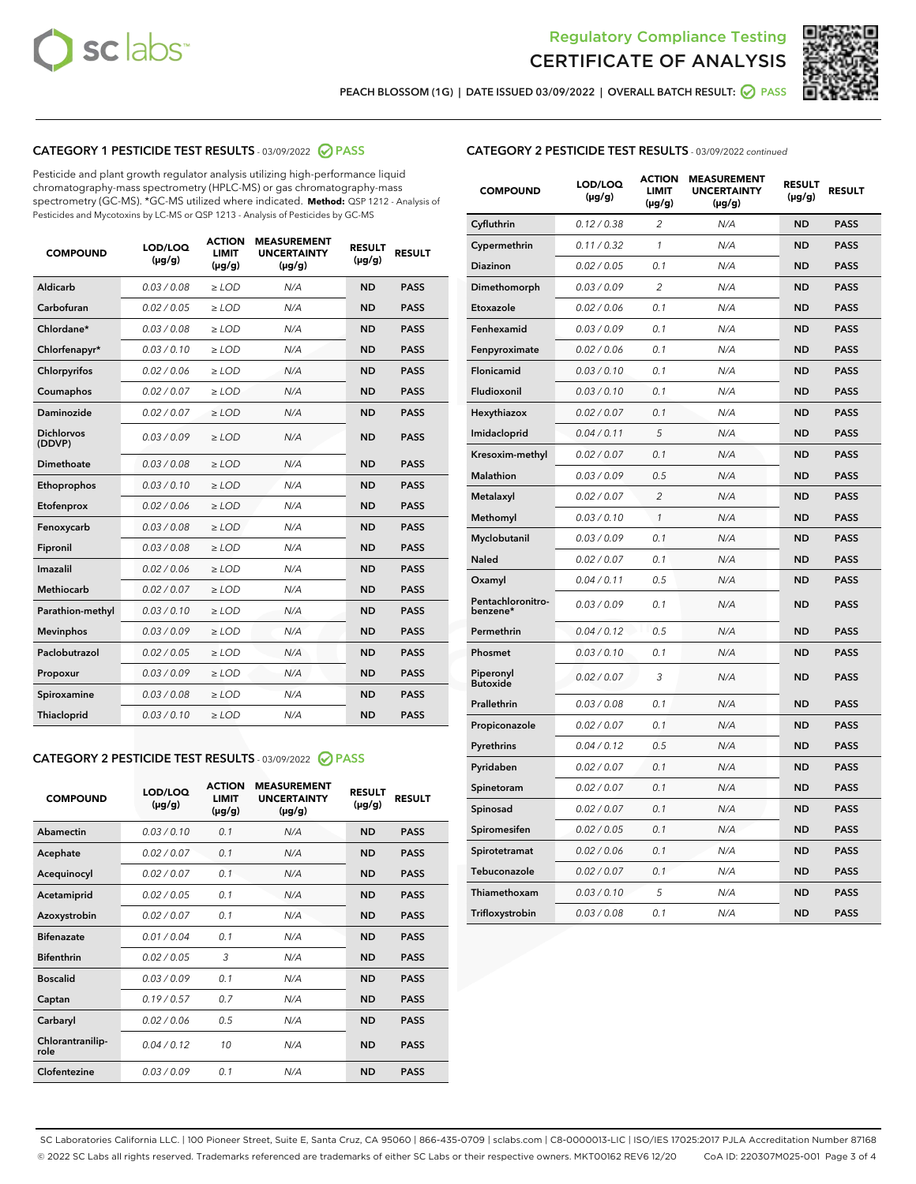Regulatory Compliance Testing

# CERTIFICATE OF ANALYSIS

PEACH BLOSSOM (1G) | DATE ISSUED 03/09/2022 | OVERALL BATCH RESULT: PASS

## CATEGORY 1 PESTICIDE TEST RESULTS - 03/09/2022 PASS

Pesticide and plant growth regulator analysis utilizing high-performance liquid chromatography-mass spectrometry (HPLC-MS) or gas chromatography-mass spectrometry (GC-MS). *GC-MS utilized where indicated. **Method:** QSP 1212 - Analysis of Pesticides and Mycotoxins by LC-MS or QSP 1213 - Analysis of Pesticides by GC-MS

| COMPOUND | LOD/LOQ (µg/g) | ACTION LIMIT (µg/g) | MEASUREMENT UNCERTAINTY (µg/g) | RESULT (µg/g) | RESULT |
|---|---|---|---|---|---|
| Aldicarb | 0.03 / 0.08 | ≥ LOD | N/A | ND | PASS |
| Carbofuran | 0.02 / 0.05 | ≥ LOD | N/A | ND | PASS |
| Chlordane* | 0.03 / 0.08 | ≥ LOD | N/A | ND | PASS |
| Chlorfenapyr* | 0.03 / 0.10 | ≥ LOD | N/A | ND | PASS |
| Chlorpyrifos | 0.02 / 0.06 | ≥ LOD | N/A | ND | PASS |
| Coumaphos | 0.02 / 0.07 | ≥ LOD | N/A | ND | PASS |
| Daminozide | 0.02 / 0.07 | ≥ LOD | N/A | ND | PASS |
| Dichlorvos (DDVP) | 0.03 / 0.09 | ≥ LOD | N/A | ND | PASS |
| Dimethoate | 0.03 / 0.08 | ≥ LOD | N/A | ND | PASS |
| Ethoprophos | 0.03 / 0.10 | ≥ LOD | N/A | ND | PASS |
| Etofenprox | 0.02 / 0.06 | ≥ LOD | N/A | ND | PASS |
| Fenoxycarb | 0.03 / 0.08 | ≥ LOD | N/A | ND | PASS |
| Fipronil | 0.03 / 0.08 | ≥ LOD | N/A | ND | PASS |
| Imazalil | 0.02 / 0.06 | ≥ LOD | N/A | ND | PASS |
| Methiocarb | 0.02 / 0.07 | ≥ LOD | N/A | ND | PASS |
| Parathion-methyl | 0.03 / 0.10 | ≥ LOD | N/A | ND | PASS |
| Mevinphos | 0.03 / 0.09 | ≥ LOD | N/A | ND | PASS |
| Paclobutrazol | 0.02 / 0.05 | ≥ LOD | N/A | ND | PASS |
| Propoxur | 0.03 / 0.09 | ≥ LOD | N/A | ND | PASS |
| Spiroxamine | 0.03 / 0.08 | ≥ LOD | N/A | ND | PASS |
| Thiacloprid | 0.03 / 0.10 | ≥ LOD | N/A | ND | PASS |

## CATEGORY 2 PESTICIDE TEST RESULTS - 03/09/2022 PASS

| COMPOUND | LOD/LOQ (µg/g) | ACTION LIMIT (µg/g) | MEASUREMENT UNCERTAINTY (µg/g) | RESULT (µg/g) | RESULT |
|---|---|---|---|---|---|
| Abamectin | 0.03 / 0.10 | 0.1 | N/A | ND | PASS |
| Acephate | 0.02 / 0.07 | 0.1 | N/A | ND | PASS |
| Acequinocyl | 0.02 / 0.07 | 0.1 | N/A | ND | PASS |
| Acetamiprid | 0.02 / 0.05 | 0.1 | N/A | ND | PASS |
| Azoxystrobin | 0.02 / 0.07 | 0.1 | N/A | ND | PASS |
| Bifenazate | 0.01 / 0.04 | 0.1 | N/A | ND | PASS |
| Bifenthrin | 0.02 / 0.05 | 3 | N/A | ND | PASS |
| Boscalid | 0.03 / 0.09 | 0.1 | N/A | ND | PASS |
| Captan | 0.19 / 0.57 | 0.7 | N/A | ND | PASS |
| Carbaryl | 0.02 / 0.06 | 0.5 | N/A | ND | PASS |
| Chlorantraniliprole | 0.04 / 0.12 | 10 | N/A | ND | PASS |
| Clofentezine | 0.03 / 0.09 | 0.1 | N/A | ND | PASS |
| Cyfluthrin | 0.12 / 0.38 | 2 | N/A | ND | PASS |
| Cypermethrin | 0.11 / 0.32 | 1 | N/A | ND | PASS |
| Diazinon | 0.02 / 0.05 | 0.1 | N/A | ND | PASS |
| Dimethomorph | 0.03 / 0.09 | 2 | N/A | ND | PASS |
| Etoxazole | 0.02 / 0.06 | 0.1 | N/A | ND | PASS |
| Fenhexamid | 0.03 / 0.09 | 0.1 | N/A | ND | PASS |
| Fenpyroximate | 0.02 / 0.06 | 0.1 | N/A | ND | PASS |
| Flonicamid | 0.03 / 0.10 | 0.1 | N/A | ND | PASS |
| Fludioxonil | 0.03 / 0.10 | 0.1 | N/A | ND | PASS |
| Hexythiazox | 0.02 / 0.07 | 0.1 | N/A | ND | PASS |
| Imidacloprid | 0.04 / 0.11 | 5 | N/A | ND | PASS |
| Kresoxim-methyl | 0.02 / 0.07 | 0.1 | N/A | ND | PASS |
| Malathion | 0.03 / 0.09 | 0.5 | N/A | ND | PASS |
| Metalaxyl | 0.02 / 0.07 | 2 | N/A | ND | PASS |
| Methomyl | 0.03 / 0.10 | 1 | N/A | ND | PASS |
| Myclobutanil | 0.03 / 0.09 | 0.1 | N/A | ND | PASS |
| Naled | 0.02 / 0.07 | 0.1 | N/A | ND | PASS |
| Oxamyl | 0.04 / 0.11 | 0.5 | N/A | ND | PASS |
| Pentachloronitrobenzene* | 0.03 / 0.09 | 0.1 | N/A | ND | PASS |
| Permethrin | 0.04 / 0.12 | 0.5 | N/A | ND | PASS |
| Phosmet | 0.03 / 0.10 | 0.1 | N/A | ND | PASS |
| Piperonyl Butoxide | 0.02 / 0.07 | 3 | N/A | ND | PASS |
| Prallethrin | 0.03 / 0.08 | 0.1 | N/A | ND | PASS |
| Propiconazole | 0.02 / 0.07 | 0.1 | N/A | ND | PASS |
| Pyrethrins | 0.04 / 0.12 | 0.5 | N/A | ND | PASS |
| Pyridaben | 0.02 / 0.07 | 0.1 | N/A | ND | PASS |
| Spinetoram | 0.02 / 0.07 | 0.1 | N/A | ND | PASS |
| Spinosad | 0.02 / 0.07 | 0.1 | N/A | ND | PASS |
| Spiromesifen | 0.02 / 0.05 | 0.1 | N/A | ND | PASS |
| Spirotetramat | 0.02 / 0.06 | 0.1 | N/A | ND | PASS |
| Tebuconazole | 0.02 / 0.07 | 0.1 | N/A | ND | PASS |
| Thiamethoxam | 0.03 / 0.10 | 5 | N/A | ND | PASS |
| Trifloxystrobin | 0.03 / 0.08 | 0.1 | N/A | ND | PASS |

SC Laboratories California LLC. | 100 Pioneer Street, Suite E, Santa Cruz, CA 95060 | 866-435-0709 | sclabs.com | C8-0000013-LIC | ISO/IES 17025:2017 PJLA Accreditation Number 87168
© 2022 SC Labs all rights reserved. Trademarks referenced are trademarks of either SC Labs or their respective owners. MKT00162 REV6 12/20 CoA ID: 220307M025-001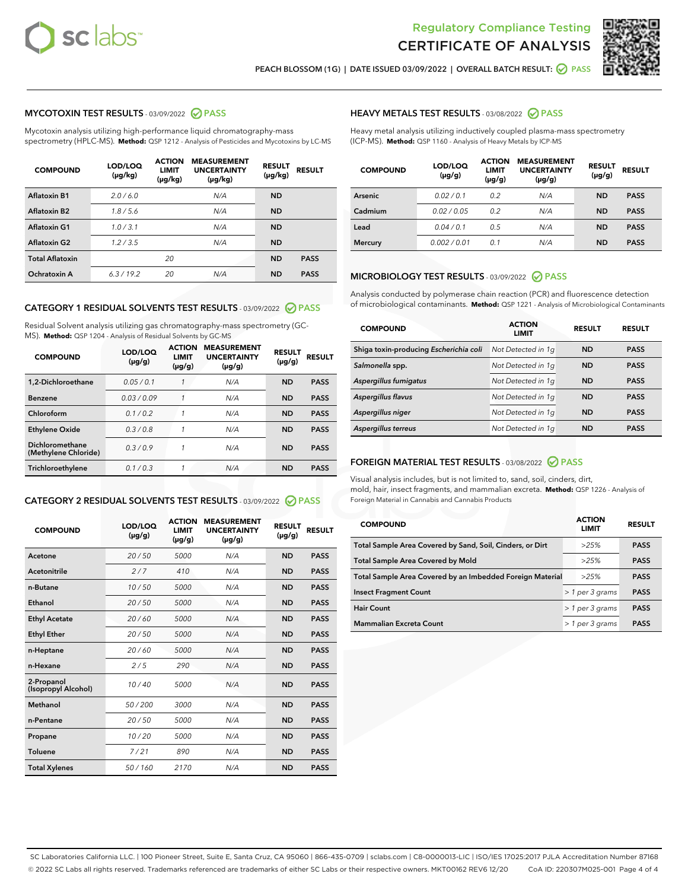Regulatory Compliance Testing

# CERTIFICATE OF ANALYSIS

PEACH BLOSSOM (1G) | DATE ISSUED 03/09/2022 | OVERALL BATCH RESULT: PASS

## MYCOTOXIN TEST RESULTS - 03/09/2022 PASS

Mycotoxin analysis utilizing high-performance liquid chromatography-mass spectrometry (HPLC-MS). **Method:** QSP 1212 - Analysis of Pesticides and Mycotoxins by LC-MS

| COMPOUND | LOD/LOQ (µg/kg) | ACTION LIMIT (µg/kg) | MEASUREMENT UNCERTAINTY (µg/kg) | RESULT (µg/kg) | RESULT |
|---|---|---|---|---|---|
| Aflatoxin B1 | 2.0 / 6.0 | | N/A | ND | |
| Aflatoxin B2 | 1.8 / 5.6 | | N/A | ND | |
| Aflatoxin G1 | 1.0 / 3.1 | | N/A | ND | |
| Aflatoxin G2 | 1.2 / 3.5 | | N/A | ND | |
| Total Aflatoxin | | 20 | | ND | PASS |
| Ochratoxin A | 6.3 / 19.2 | 20 | N/A | ND | PASS |

## CATEGORY 1 RESIDUAL SOLVENTS TEST RESULTS - 03/09/2022 PASS

Residual Solvent analysis utilizing gas chromatography-mass spectrometry (GC-MS). **Method:** QSP 1204 - Analysis of Residual Solvents by GC-MS

| COMPOUND | LOD/LOQ (µg/g) | ACTION LIMIT (µg/g) | MEASUREMENT UNCERTAINTY (µg/g) | RESULT (µg/g) | RESULT |
|---|---|---|---|---|---|
| 1,2-Dichloroethane | 0.05 / 0.1 | 1 | N/A | ND | PASS |
| Benzene | 0.03 / 0.09 | 1 | N/A | ND | PASS |
| Chloroform | 0.1 / 0.2 | 1 | N/A | ND | PASS |
| Ethylene Oxide | 0.3 / 0.8 | 1 | N/A | ND | PASS |
| Dichloromethane (Methylene Chloride) | 0.3 / 0.9 | 1 | N/A | ND | PASS |
| Trichloroethylene | 0.1 / 0.3 | 1 | N/A | ND | PASS |

## CATEGORY 2 RESIDUAL SOLVENTS TEST RESULTS - 03/09/2022 PASS

| COMPOUND | LOD/LOQ (µg/g) | ACTION LIMIT (µg/g) | MEASUREMENT UNCERTAINTY (µg/g) | RESULT (µg/g) | RESULT |
|---|---|---|---|---|---|
| Acetone | 20 / 50 | 5000 | N/A | ND | PASS |
| Acetonitrile | 2 / 7 | 410 | N/A | ND | PASS |
| n-Butane | 10 / 50 | 5000 | N/A | ND | PASS |
| Ethanol | 20 / 50 | 5000 | N/A | ND | PASS |
| Ethyl Acetate | 20 / 60 | 5000 | N/A | ND | PASS |
| Ethyl Ether | 20 / 50 | 5000 | N/A | ND | PASS |
| n-Heptane | 20 / 60 | 5000 | N/A | ND | PASS |
| n-Hexane | 2 / 5 | 290 | N/A | ND | PASS |
| 2-Propanol (Isopropyl Alcohol) | 10 / 40 | 5000 | N/A | ND | PASS |
| Methanol | 50 / 200 | 3000 | N/A | ND | PASS |
| n-Pentane | 20 / 50 | 5000 | N/A | ND | PASS |
| Propane | 10 / 20 | 5000 | N/A | ND | PASS |
| Toluene | 7 / 21 | 890 | N/A | ND | PASS |
| Total Xylenes | 50 / 160 | 2170 | N/A | ND | PASS |

## HEAVY METALS TEST RESULTS - 03/08/2022 PASS

Heavy metal analysis utilizing inductively coupled plasma-mass spectrometry (ICP-MS). **Method:** QSP 1160 - Analysis of Heavy Metals by ICP-MS

| COMPOUND | LOD/LOQ (µg/g) | ACTION LIMIT (µg/g) | MEASUREMENT UNCERTAINTY (µg/g) | RESULT (µg/g) | RESULT |
|---|---|---|---|---|---|
| Arsenic | 0.02 / 0.1 | 0.2 | N/A | ND | PASS |
| Cadmium | 0.02 / 0.05 | 0.2 | N/A | ND | PASS |
| Lead | 0.04 / 0.1 | 0.5 | N/A | ND | PASS |
| Mercury | 0.002 / 0.01 | 0.1 | N/A | ND | PASS |

## MICROBIOLOGY TEST RESULTS - 03/09/2022 PASS

Analysis conducted by polymerase chain reaction (PCR) and fluorescence detection of microbiological contaminants. **Method:** QSP 1221 - Analysis of Microbiological Contaminants

| COMPOUND | ACTION LIMIT | RESULT | RESULT |
|---|---|---|---|
| Shiga toxin-producing *Escherichia coli* | Not Detected in 1g | ND | PASS |
| *Salmonella* spp. | Not Detected in 1g | ND | PASS |
| *Aspergillus fumigatus* | Not Detected in 1g | ND | PASS |
| *Aspergillus flavus* | Not Detected in 1g | ND | PASS |
| *Aspergillus niger* | Not Detected in 1g | ND | PASS |
| *Aspergillus terreus* | Not Detected in 1g | ND | PASS |

## FOREIGN MATERIAL TEST RESULTS - 03/08/2022 PASS

Visual analysis includes, but is not limited to, sand, soil, cinders, dirt, mold, hair, insect fragments, and mammalian excreta. **Method:** QSP 1226 - Analysis of Foreign Material in Cannabis and Cannabis Products

| COMPOUND | ACTION LIMIT | RESULT |
|---|---|---|
| Total Sample Area Covered by Sand, Soil, Cinders, or Dirt | >25% | PASS |
| Total Sample Area Covered by Mold | >25% | PASS |
| Total Sample Area Covered by an Imbedded Foreign Material | >25% | PASS |
| Insect Fragment Count | > 1 per 3 grams | PASS |
| Hair Count | > 1 per 3 grams | PASS |
| Mammalian Excreta Count | > 1 per 3 grams | PASS |

SC Laboratories California LLC. | 100 Pioneer Street, Suite E, Santa Cruz, CA 95060 | 866-435-0709 | sclabs.com | C8-0000013-LIC | ISO/IES 17025:2017 PJLA Accreditation Number 87168
© 2022 SC Labs all rights reserved. Trademarks referenced are trademarks of either SC Labs or their respective owners. MKT00162 REV6 12/20 CoA ID: 220307M025-001